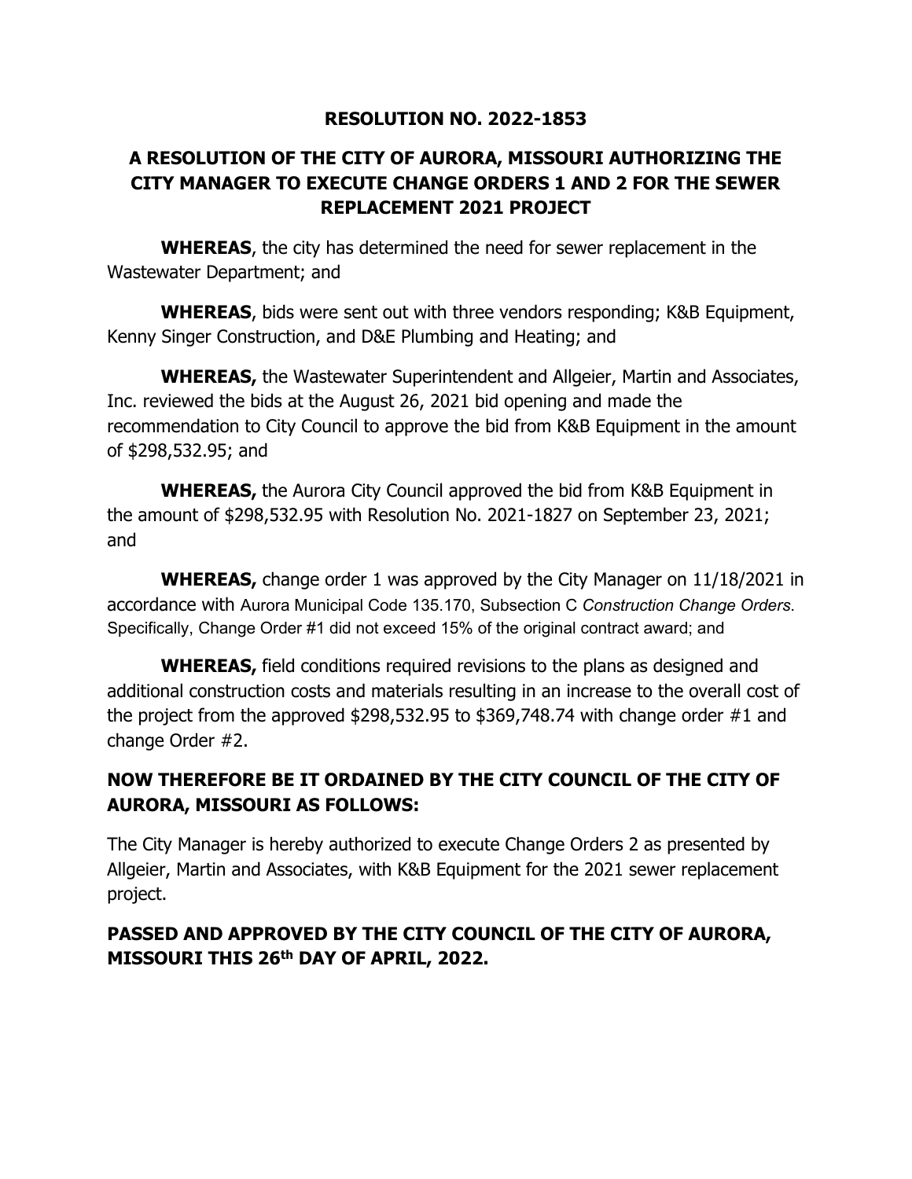**RESOLUTION NO. 2022-1853**

**A RESOLUTION OF THE CITY OF AURORA, MISSOURI AUTHORIZING THE CITY MANAGER TO EXECUTE CHANGE ORDERS 1 AND 2 FOR THE SEWER REPLACEMENT 2021 PROJECT**

**WHEREAS**, the city has determined the need for sewer replacement in the Wastewater Department; and

**WHEREAS**, bids were sent out with three vendors responding; K&B Equipment, Kenny Singer Construction, and D&E Plumbing and Heating; and

**WHEREAS,** the Wastewater Superintendent and Allgeier, Martin and Associates, Inc. reviewed the bids at the August 26, 2021 bid opening and made the recommendation to City Council to approve the bid from K&B Equipment in the amount of $298,532.95; and

**WHEREAS,** the Aurora City Council approved the bid from K&B Equipment in the amount of $298,532.95 with Resolution No. 2021-1827 on September 23, 2021; and

**WHEREAS,** change order 1 was approved by the City Manager on 11/18/2021 in accordance with Aurora Municipal Code 135.170, Subsection C *Construction Change Orders*. Specifically, Change Order #1 did not exceed 15% of the original contract award; and

**WHEREAS,** field conditions required revisions to the plans as designed and additional construction costs and materials resulting in an increase to the overall cost of the project from the approved $298,532.95 to $369,748.74 with change order #1 and change Order #2.

**NOW THEREFORE BE IT ORDAINED BY THE CITY COUNCIL OF THE CITY OF AURORA, MISSOURI AS FOLLOWS:**

The City Manager is hereby authorized to execute Change Orders 2 as presented by Allgeier, Martin and Associates, with K&B Equipment for the 2021 sewer replacement project.

**PASSED AND APPROVED BY THE CITY COUNCIL OF THE CITY OF AURORA, MISSOURI THIS 26th DAY OF APRIL, 2022.**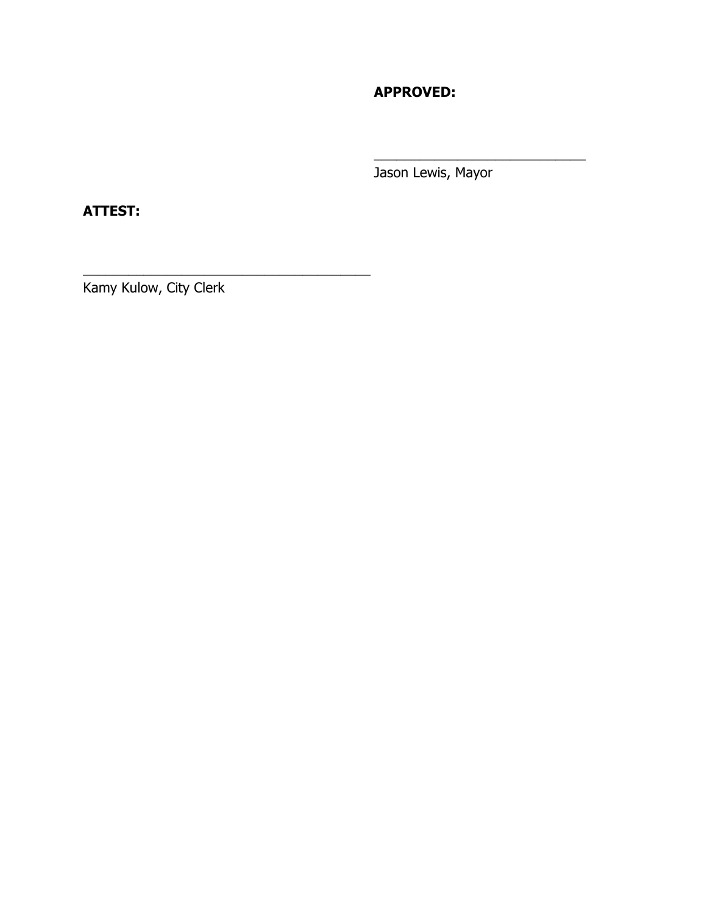**APPROVED:**

_____________________________

Jason Lewis, Mayor

**ATTEST:**

_______________________________________

Kamy Kulow, City Clerk